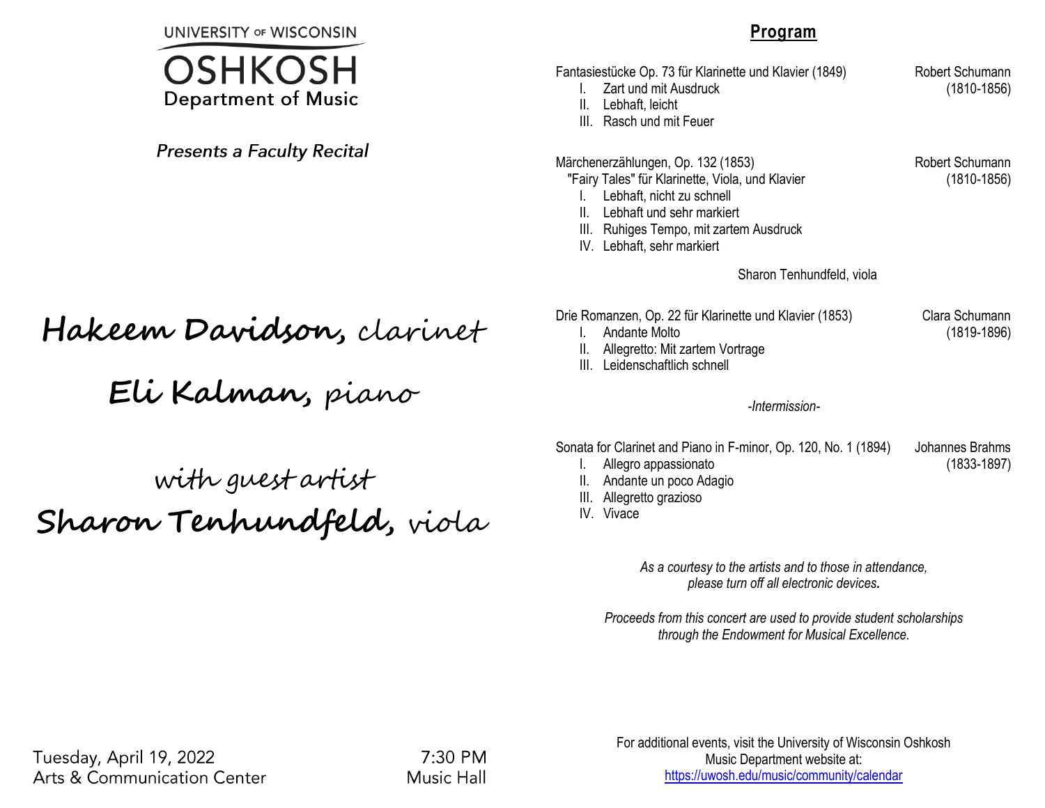UNIVERSITY OF WISCONSIN

# OSHKOSH

Department of Music

*Presents a Faculty Recital*

## Hakeem Davidson, clarinet

## Eli Kalman, piano

with guest artist

## Sharon Tenhundfeld, viola

Tuesday, April 19, 2022 — 7:30 PM
Arts & Communication Center — Music Hall

## Program

Fantasiestücke Op. 73 für Klarinette und Klavier (1849) — Robert Schumann (1810-1856)

I. Zart und mit Ausdruck
II. Lebhaft, leicht
III. Rasch und mit Feuer

Märchenerzählungen, Op. 132 (1853) — Robert Schumann (1810-1856)
"Fairy Tales" für Klarinette, Viola, und Klavier

I. Lebhaft, nicht zu schnell
II. Lebhaft und sehr markiert
III. Ruhiges Tempo, mit zartem Ausdruck
IV. Lebhaft, sehr markiert

Sharon Tenhundfeld, viola

Drie Romanzen, Op. 22 für Klarinette und Klavier (1853) — Clara Schumann (1819-1896)

I. Andante Molto
II. Allegretto: Mit zartem Vortrage
III. Leidenschaftlich schnell

*-Intermission-*

Sonata for Clarinet and Piano in F-minor, Op. 120, No. 1 (1894) — Johannes Brahms (1833-1897)

I. Allegro appassionato
II. Andante un poco Adagio
III. Allegretto grazioso
IV. Vivace

*As a courtesy to the artists and to those in attendance,*
*please turn off all electronic devices.*

*Proceeds from this concert are used to provide student scholarships*
*through the Endowment for Musical Excellence.*

For additional events, visit the University of Wisconsin Oshkosh Music Department website at:
https://uwosh.edu/music/community/calendar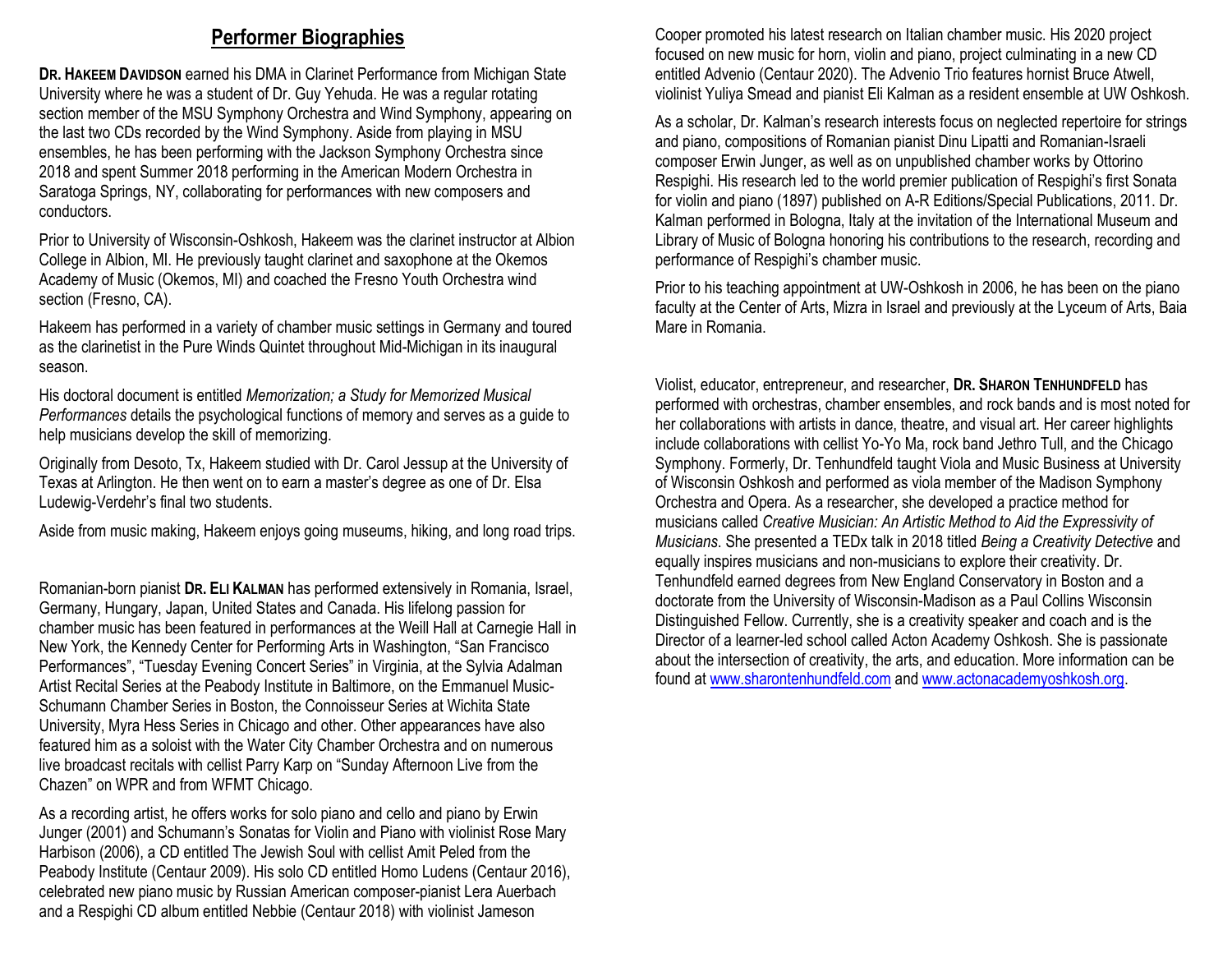## Performer Biographies

**DR. HAKEEM DAVIDSON** earned his DMA in Clarinet Performance from Michigan State University where he was a student of Dr. Guy Yehuda. He was a regular rotating section member of the MSU Symphony Orchestra and Wind Symphony, appearing on the last two CDs recorded by the Wind Symphony. Aside from playing in MSU ensembles, he has been performing with the Jackson Symphony Orchestra since 2018 and spent Summer 2018 performing in the American Modern Orchestra in Saratoga Springs, NY, collaborating for performances with new composers and conductors.

Prior to University of Wisconsin-Oshkosh, Hakeem was the clarinet instructor at Albion College in Albion, MI. He previously taught clarinet and saxophone at the Okemos Academy of Music (Okemos, MI) and coached the Fresno Youth Orchestra wind section (Fresno, CA).

Hakeem has performed in a variety of chamber music settings in Germany and toured as the clarinetist in the Pure Winds Quintet throughout Mid-Michigan in its inaugural season.

His doctoral document is entitled *Memorization; a Study for Memorized Musical Performances* details the psychological functions of memory and serves as a guide to help musicians develop the skill of memorizing.

Originally from Desoto, Tx, Hakeem studied with Dr. Carol Jessup at the University of Texas at Arlington. He then went on to earn a master's degree as one of Dr. Elsa Ludewig-Verdehr's final two students.

Aside from music making, Hakeem enjoys going museums, hiking, and long road trips.

Romanian-born pianist **DR. ELI KALMAN** has performed extensively in Romania, Israel, Germany, Hungary, Japan, United States and Canada. His lifelong passion for chamber music has been featured in performances at the Weill Hall at Carnegie Hall in New York, the Kennedy Center for Performing Arts in Washington, "San Francisco Performances", "Tuesday Evening Concert Series" in Virginia, at the Sylvia Adalman Artist Recital Series at the Peabody Institute in Baltimore, on the Emmanuel Music-Schumann Chamber Series in Boston, the Connoisseur Series at Wichita State University, Myra Hess Series in Chicago and other. Other appearances have also featured him as a soloist with the Water City Chamber Orchestra and on numerous live broadcast recitals with cellist Parry Karp on "Sunday Afternoon Live from the Chazen" on WPR and from WFMT Chicago.

As a recording artist, he offers works for solo piano and cello and piano by Erwin Junger (2001) and Schumann's Sonatas for Violin and Piano with violinist Rose Mary Harbison (2006), a CD entitled The Jewish Soul with cellist Amit Peled from the Peabody Institute (Centaur 2009). His solo CD entitled Homo Ludens (Centaur 2016), celebrated new piano music by Russian American composer-pianist Lera Auerbach and a Respighi CD album entitled Nebbie (Centaur 2018) with violinist Jameson Cooper promoted his latest research on Italian chamber music. His 2020 project focused on new music for horn, violin and piano, project culminating in a new CD entitled Advenio (Centaur 2020). The Advenio Trio features hornist Bruce Atwell, violinist Yuliya Smead and pianist Eli Kalman as a resident ensemble at UW Oshkosh.

As a scholar, Dr. Kalman's research interests focus on neglected repertoire for strings and piano, compositions of Romanian pianist Dinu Lipatti and Romanian-Israeli composer Erwin Junger, as well as on unpublished chamber works by Ottorino Respighi. His research led to the world premier publication of Respighi's first Sonata for violin and piano (1897) published on A-R Editions/Special Publications, 2011. Dr. Kalman performed in Bologna, Italy at the invitation of the International Museum and Library of Music of Bologna honoring his contributions to the research, recording and performance of Respighi's chamber music.

Prior to his teaching appointment at UW-Oshkosh in 2006, he has been on the piano faculty at the Center of Arts, Mizra in Israel and previously at the Lyceum of Arts, Baia Mare in Romania.

Violist, educator, entrepreneur, and researcher, **DR. SHARON TENHUNDFELD** has performed with orchestras, chamber ensembles, and rock bands and is most noted for her collaborations with artists in dance, theatre, and visual art. Her career highlights include collaborations with cellist Yo-Yo Ma, rock band Jethro Tull, and the Chicago Symphony. Formerly, Dr. Tenhundfeld taught Viola and Music Business at University of Wisconsin Oshkosh and performed as viola member of the Madison Symphony Orchestra and Opera. As a researcher, she developed a practice method for musicians called *Creative Musician: An Artistic Method to Aid the Expressivity of Musicians*. She presented a TEDx talk in 2018 titled *Being a Creativity Detective* and equally inspires musicians and non-musicians to explore their creativity. Dr. Tenhundfeld earned degrees from New England Conservatory in Boston and a doctorate from the University of Wisconsin-Madison as a Paul Collins Wisconsin Distinguished Fellow. Currently, she is a creativity speaker and coach and is the Director of a learner-led school called Acton Academy Oshkosh. She is passionate about the intersection of creativity, the arts, and education. More information can be found at www.sharontenhundfeld.com and www.actonacademyoshkosh.org.